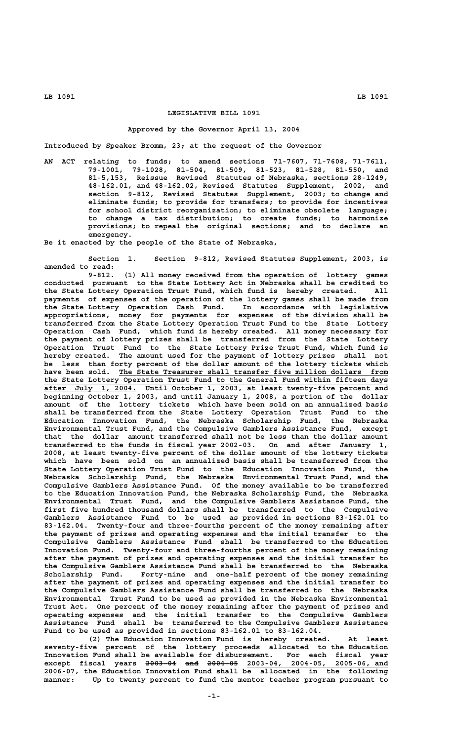# LEGISLATIVE BILL 1091

**Approved by the Governor April 13, 2004**

**Introduced by Speaker Bromm, 23; at the request of the Governor**

AN ACT relating to funds; to amend sections 71-7607, 71-7608, 71-7611, 79-1001, 79-1028, 81-504, 81-509, 81-523, 81-528, 81-550, and 81-5,153, Reissue Revised Statutes of Nebraska, sections 28-1249, 48-162.01, and 48-162.02, Revised Statutes Supplement, 2002, and section 9-812, Revised Statutes Supplement, 2003; to change and eliminate funds; to provide for transfers; to provide for incentives for school district reorganization; to eliminate obsolete language; to change a tax distribution; to create funds; to harmonize provisions; to repeal the original sections; and to declare an emergency.

Be it enacted by the people of the State of Nebraska,

Section 1. Section 9-812, Revised Statutes Supplement, 2003, is amended to read:

9-812. (1) All money received from the operation of lottery games conducted pursuant to the State Lottery Act in Nebraska shall be credited to the State Lottery Operation Trust Fund, which fund is hereby created. All payments of expenses of the operation of the lottery games shall be made from the State Lottery Operation Cash Fund. In accordance with legislative appropriations, money for payments for expenses of the division shall be transferred from the State Lottery Operation Trust Fund to the State Lottery Operation Cash Fund, which fund is hereby created. All money necessary for the payment of lottery prizes shall be transferred from the State Lottery Operation Trust Fund to the State Lottery Prize Trust Fund, which fund is hereby created. The amount used for the payment of lottery prizes shall not be less than forty percent of the dollar amount of the lottery tickets which have been sold. The State Treasurer shall transfer five million dollars from the State Lottery Operation Trust Fund to the General Fund within fifteen days after July 1, 2004. Until October 1, 2003, at least twenty-five percent and beginning October 1, 2003, and until January 1, 2008, a portion of the dollar amount of the lottery tickets which have been sold on an annualized basis shall be transferred from the State Lottery Operation Trust Fund to the Education Innovation Fund, the Nebraska Scholarship Fund, the Nebraska Environmental Trust Fund, and the Compulsive Gamblers Assistance Fund, except that the dollar amount transferred shall not be less than the dollar amount transferred to the funds in fiscal year 2002-03. On and after January 1, 2008, at least twenty-five percent of the dollar amount of the lottery tickets which have been sold on an annualized basis shall be transferred from the State Lottery Operation Trust Fund to the Education Innovation Fund, the Nebraska Scholarship Fund, the Nebraska Environmental Trust Fund, and the Compulsive Gamblers Assistance Fund. Of the money available to be transferred to the Education Innovation Fund, the Nebraska Scholarship Fund, the Nebraska Environmental Trust Fund, and the Compulsive Gamblers Assistance Fund, the first five hundred thousand dollars shall be transferred to the Compulsive Gamblers Assistance Fund to be used as provided in sections 83-162.01 to 83-162.04. Twenty-four and three-fourths percent of the money remaining after the payment of prizes and operating expenses and the initial transfer to the Compulsive Gamblers Assistance Fund shall be transferred to the Education Innovation Fund. Twenty-four and three-fourths percent of the money remaining after the payment of prizes and operating expenses and the initial transfer to the Compulsive Gamblers Assistance Fund shall be transferred to the Nebraska Scholarship Fund. Forty-nine and one-half percent of the money remaining after the payment of prizes and operating expenses and the initial transfer to the Compulsive Gamblers Assistance Fund shall be transferred to the Nebraska Environmental Trust Fund to be used as provided in the Nebraska Environmental Trust Act. One percent of the money remaining after the payment of prizes and operating expenses and the initial transfer to the Compulsive Gamblers Assistance Fund shall be transferred to the Compulsive Gamblers Assistance Fund to be used as provided in sections 83-162.01 to 83-162.04.

(2) The Education Innovation Fund is hereby created. At least seventy-five percent of the lottery proceeds allocated to the Education Innovation Fund shall be available for disbursement. For each fiscal year except fiscal years ~~2003-04 and 2004-05~~ 2003-04, 2004-05, 2005-06, and 2006-07, the Education Innovation Fund shall be allocated in the following manner: Up to twenty percent to fund the mentor teacher program pursuant to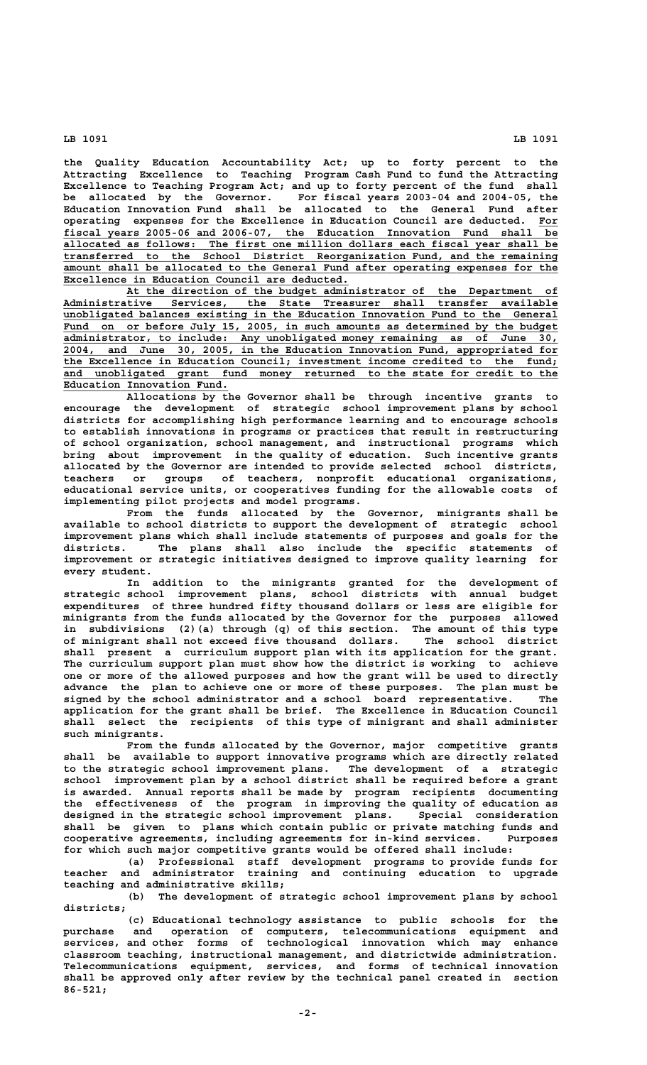the Quality Education Accountability Act; up to forty percent to the Attracting Excellence to Teaching Program Cash Fund to fund the Attracting Excellence to Teaching Program Act; and up to forty percent of the fund shall be allocated by the Governor. For fiscal years 2003-04 and 2004-05, the Education Innovation Fund shall be allocated to the General Fund after operating expenses for the Excellence in Education Council are deducted. For fiscal years 2005-06 and 2006-07, the Education Innovation Fund shall be allocated as follows: The first one million dollars each fiscal year shall be transferred to the School District Reorganization Fund, and the remaining amount shall be allocated to the General Fund after operating expenses for the Excellence in Education Council are deducted.

At the direction of the budget administrator of the Department of Administrative Services, the State Treasurer shall transfer available unobligated balances existing in the Education Innovation Fund to the General Fund on or before July 15, 2005, in such amounts as determined by the budget administrator, to include: Any unobligated money remaining as of June 30, 2004, and June 30, 2005, in the Education Innovation Fund, appropriated for the Excellence in Education Council; investment income credited to the fund; and unobligated grant fund money returned to the state for credit to the Education Innovation Fund.

Allocations by the Governor shall be through incentive grants to encourage the development of strategic school improvement plans by school districts for accomplishing high performance learning and to encourage schools to establish innovations in programs or practices that result in restructuring of school organization, school management, and instructional programs which bring about improvement in the quality of education. Such incentive grants allocated by the Governor are intended to provide selected school districts, teachers or groups of teachers, nonprofit educational organizations, educational service units, or cooperatives funding for the allowable costs of implementing pilot projects and model programs.

From the funds allocated by the Governor, minigrants shall be available to school districts to support the development of strategic school improvement plans which shall include statements of purposes and goals for the districts. The plans shall also include the specific statements of improvement or strategic initiatives designed to improve quality learning for every student.

In addition to the minigrants granted for the development of strategic school improvement plans, school districts with annual budget expenditures of three hundred fifty thousand dollars or less are eligible for minigrants from the funds allocated by the Governor for the purposes allowed in subdivisions (2)(a) through (q) of this section. The amount of this type of minigrant shall not exceed five thousand dollars. The school district shall present a curriculum support plan with its application for the grant. The curriculum support plan must show how the district is working to achieve one or more of the allowed purposes and how the grant will be used to directly advance the plan to achieve one or more of these purposes. The plan must be signed by the school administrator and a school board representative. The application for the grant shall be brief. The Excellence in Education Council shall select the recipients of this type of minigrant and shall administer such minigrants.

From the funds allocated by the Governor, major competitive grants shall be available to support innovative programs which are directly related to the strategic school improvement plans. The development of a strategic school improvement plan by a school district shall be required before a grant is awarded. Annual reports shall be made by program recipients documenting the effectiveness of the program in improving the quality of education as designed in the strategic school improvement plans. Special consideration shall be given to plans which contain public or private matching funds and cooperative agreements, including agreements for in-kind services. Purposes for which such major competitive grants would be offered shall include:

(a) Professional staff development programs to provide funds for teacher and administrator training and continuing education to upgrade teaching and administrative skills;

(b) The development of strategic school improvement plans by school districts;

(c) Educational technology assistance to public schools for the purchase and operation of computers, telecommunications equipment and services, and other forms of technological innovation which may enhance classroom teaching, instructional management, and districtwide administration. Telecommunications equipment, services, and forms of technical innovation shall be approved only after review by the technical panel created in section 86-521;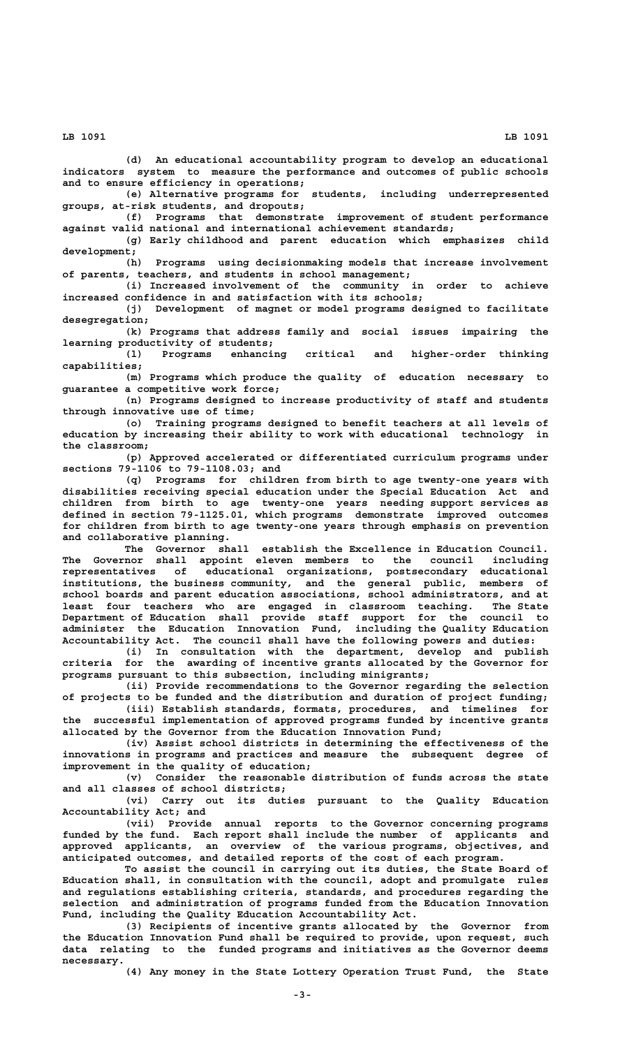(d) An educational accountability program to develop an educational indicators system to measure the performance and outcomes of public schools and to ensure efficiency in operations;

(e) Alternative programs for students, including underrepresented groups, at-risk students, and dropouts;

(f) Programs that demonstrate improvement of student performance against valid national and international achievement standards;

(g) Early childhood and parent education which emphasizes child development;

(h) Programs using decisionmaking models that increase involvement of parents, teachers, and students in school management;

(i) Increased involvement of the community in order to achieve increased confidence in and satisfaction with its schools;

(j) Development of magnet or model programs designed to facilitate desegregation;

(k) Programs that address family and social issues impairing the learning productivity of students;

(l) Programs enhancing critical and higher-order thinking capabilities;

(m) Programs which produce the quality of education necessary to guarantee a competitive work force;

(n) Programs designed to increase productivity of staff and students through innovative use of time;

(o) Training programs designed to benefit teachers at all levels of education by increasing their ability to work with educational technology in the classroom;

(p) Approved accelerated or differentiated curriculum programs under sections 79-1106 to 79-1108.03; and

(q) Programs for children from birth to age twenty-one years with disabilities receiving special education under the Special Education Act and children from birth to age twenty-one years needing support services as defined in section 79-1125.01, which programs demonstrate improved outcomes for children from birth to age twenty-one years through emphasis on prevention and collaborative planning.

The Governor shall establish the Excellence in Education Council. The Governor shall appoint eleven members to the council including representatives of educational organizations, postsecondary educational institutions, the business community, and the general public, members of school boards and parent education associations, school administrators, and at least four teachers who are engaged in classroom teaching. The State Department of Education shall provide staff support for the council to administer the Education Innovation Fund, including the Quality Education Accountability Act. The council shall have the following powers and duties:

(i) In consultation with the department, develop and publish criteria for the awarding of incentive grants allocated by the Governor for programs pursuant to this subsection, including minigrants;

(ii) Provide recommendations to the Governor regarding the selection of projects to be funded and the distribution and duration of project funding;

(iii) Establish standards, formats, procedures, and timelines for the successful implementation of approved programs funded by incentive grants allocated by the Governor from the Education Innovation Fund;

(iv) Assist school districts in determining the effectiveness of the innovations in programs and practices and measure the subsequent degree of improvement in the quality of education;

(v) Consider the reasonable distribution of funds across the state and all classes of school districts;

(vi) Carry out its duties pursuant to the Quality Education Accountability Act; and

(vii) Provide annual reports to the Governor concerning programs funded by the fund. Each report shall include the number of applicants and approved applicants, an overview of the various programs, objectives, and anticipated outcomes, and detailed reports of the cost of each program.

To assist the council in carrying out its duties, the State Board of Education shall, in consultation with the council, adopt and promulgate rules and regulations establishing criteria, standards, and procedures regarding the selection and administration of programs funded from the Education Innovation Fund, including the Quality Education Accountability Act.

(3) Recipients of incentive grants allocated by the Governor from the Education Innovation Fund shall be required to provide, upon request, such data relating to the funded programs and initiatives as the Governor deems necessary.

(4) Any money in the State Lottery Operation Trust Fund, the State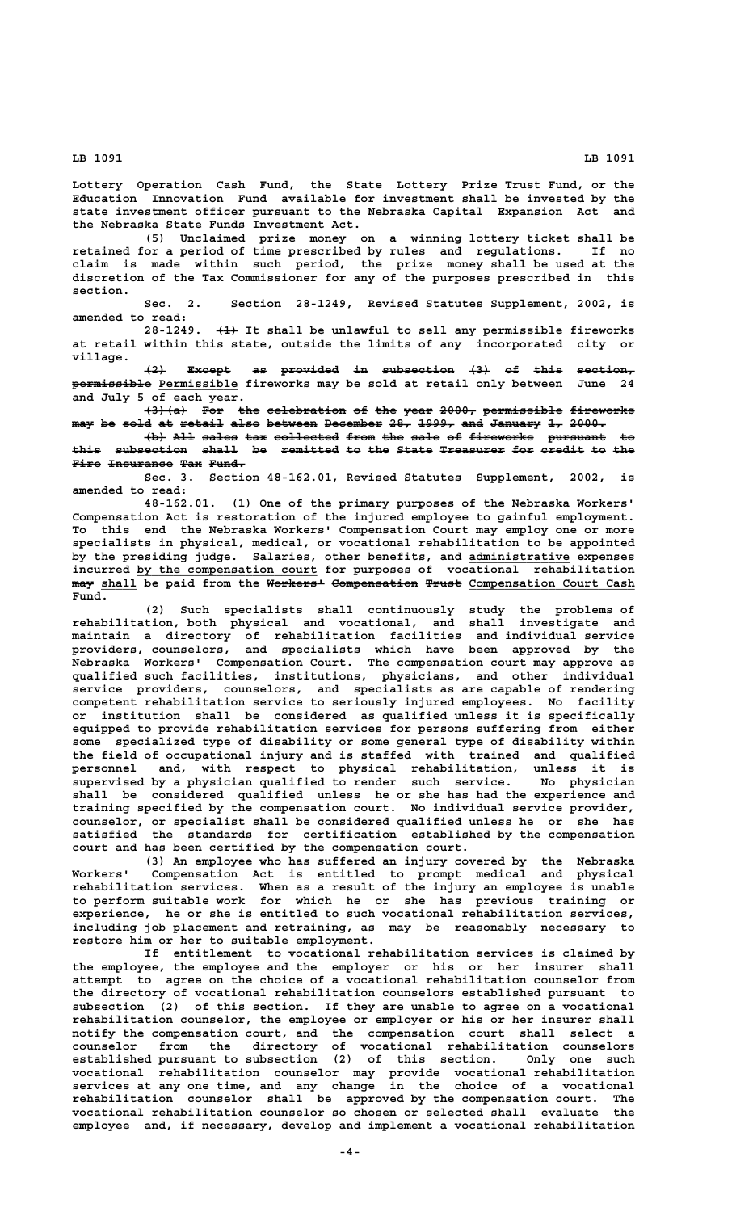Lottery Operation Cash Fund, the State Lottery Prize Trust Fund, or the Education Innovation Fund available for investment shall be invested by the state investment officer pursuant to the Nebraska Capital Expansion Act and the Nebraska State Funds Investment Act.

(5) Unclaimed prize money on a winning lottery ticket shall be retained for a period of time prescribed by rules and regulations. If no claim is made within such period, the prize money shall be used at the discretion of the Tax Commissioner for any of the purposes prescribed in this section.

Sec. 2. Section 28-1249, Revised Statutes Supplement, 2002, is amended to read:

28-1249. ~~(1)~~ It shall be unlawful to sell any permissible fireworks at retail within this state, outside the limits of any incorporated city or village.

~~(2) Except as provided in subsection (3) of this section, permissible~~ Permissible fireworks may be sold at retail only between June 24 and July 5 of each year.

~~(3)(a) For the celebration of the year 2000, permissible fireworks may be sold at retail also between December 28, 1999, and January 1, 2000.~~

~~(b) All sales tax collected from the sale of fireworks pursuant to this subsection shall be remitted to the State Treasurer for credit to the Fire Insurance Tax Fund.~~

Sec. 3. Section 48-162.01, Revised Statutes Supplement, 2002, is amended to read:

48-162.01. (1) One of the primary purposes of the Nebraska Workers' Compensation Act is restoration of the injured employee to gainful employment. To this end the Nebraska Workers' Compensation Court may employ one or more specialists in physical, medical, or vocational rehabilitation to be appointed by the presiding judge. Salaries, other benefits, and administrative expenses incurred by the compensation court for purposes of vocational rehabilitation ~~may~~ shall be paid from the ~~Workers' Compensation Trust~~ Compensation Court Cash Fund.

(2) Such specialists shall continuously study the problems of rehabilitation, both physical and vocational, and shall investigate and maintain a directory of rehabilitation facilities and individual service providers, counselors, and specialists which have been approved by the Nebraska Workers' Compensation Court. The compensation court may approve as qualified such facilities, institutions, physicians, and other individual service providers, counselors, and specialists as are capable of rendering competent rehabilitation service to seriously injured employees. No facility or institution shall be considered as qualified unless it is specifically equipped to provide rehabilitation services for persons suffering from either some specialized type of disability or some general type of disability within the field of occupational injury and is staffed with trained and qualified personnel and, with respect to physical rehabilitation, unless it is supervised by a physician qualified to render such service. No physician shall be considered qualified unless he or she has had the experience and training specified by the compensation court. No individual service provider, counselor, or specialist shall be considered qualified unless he or she has satisfied the standards for certification established by the compensation court and has been certified by the compensation court.

(3) An employee who has suffered an injury covered by the Nebraska Workers' Compensation Act is entitled to prompt medical and physical rehabilitation services. When as a result of the injury an employee is unable to perform suitable work for which he or she has previous training or experience, he or she is entitled to such vocational rehabilitation services, including job placement and retraining, as may be reasonably necessary to restore him or her to suitable employment.

If entitlement to vocational rehabilitation services is claimed by the employee, the employee and the employer or his or her insurer shall attempt to agree on the choice of a vocational rehabilitation counselor from the directory of vocational rehabilitation counselors established pursuant to subsection (2) of this section. If they are unable to agree on a vocational rehabilitation counselor, the employee or employer or his or her insurer shall notify the compensation court, and the compensation court shall select a counselor from the directory of vocational rehabilitation counselors established pursuant to subsection (2) of this section. Only one such vocational rehabilitation counselor may provide vocational rehabilitation services at any one time, and any change in the choice of a vocational rehabilitation counselor shall be approved by the compensation court. The vocational rehabilitation counselor so chosen or selected shall evaluate the employee and, if necessary, develop and implement a vocational rehabilitation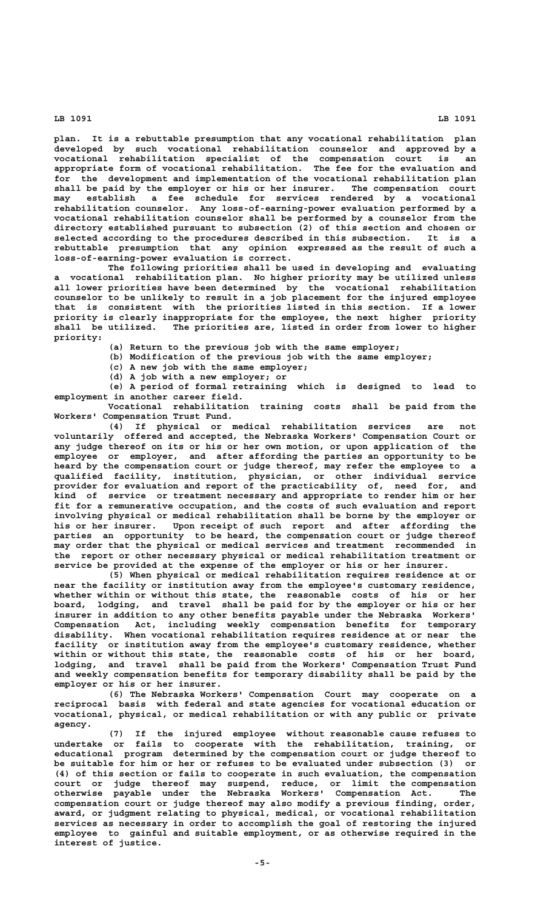plan. It is a rebuttable presumption that any vocational rehabilitation plan developed by such vocational rehabilitation counselor and approved by a vocational rehabilitation specialist of the compensation court is an appropriate form of vocational rehabilitation. The fee for the evaluation and for the development and implementation of the vocational rehabilitation plan shall be paid by the employer or his or her insurer. The compensation court may establish a fee schedule for services rendered by a vocational rehabilitation counselor. Any loss-of-earning-power evaluation performed by a vocational rehabilitation counselor shall be performed by a counselor from the directory established pursuant to subsection (2) of this section and chosen or selected according to the procedures described in this subsection. It is a rebuttable presumption that any opinion expressed as the result of such a loss-of-earning-power evaluation is correct.

The following priorities shall be used in developing and evaluating a vocational rehabilitation plan. No higher priority may be utilized unless all lower priorities have been determined by the vocational rehabilitation counselor to be unlikely to result in a job placement for the injured employee that is consistent with the priorities listed in this section. If a lower priority is clearly inappropriate for the employee, the next higher priority shall be utilized. The priorities are, listed in order from lower to higher priority:

(a) Return to the previous job with the same employer;

(b) Modification of the previous job with the same employer;

(c) A new job with the same employer;

(d) A job with a new employer; or

(e) A period of formal retraining which is designed to lead to employment in another career field.

Vocational rehabilitation training costs shall be paid from the Workers' Compensation Trust Fund.

(4) If physical or medical rehabilitation services are not voluntarily offered and accepted, the Nebraska Workers' Compensation Court or any judge thereof on its or his or her own motion, or upon application of the employee or employer, and after affording the parties an opportunity to be heard by the compensation court or judge thereof, may refer the employee to a qualified facility, institution, physician, or other individual service provider for evaluation and report of the practicability of, need for, and kind of service or treatment necessary and appropriate to render him or her fit for a remunerative occupation, and the costs of such evaluation and report involving physical or medical rehabilitation shall be borne by the employer or his or her insurer. Upon receipt of such report and after affording the parties an opportunity to be heard, the compensation court or judge thereof may order that the physical or medical services and treatment recommended in the report or other necessary physical or medical rehabilitation treatment or service be provided at the expense of the employer or his or her insurer.

(5) When physical or medical rehabilitation requires residence at or near the facility or institution away from the employee's customary residence, whether within or without this state, the reasonable costs of his or her board, lodging, and travel shall be paid for by the employer or his or her insurer in addition to any other benefits payable under the Nebraska Workers' Compensation Act, including weekly compensation benefits for temporary disability. When vocational rehabilitation requires residence at or near the facility or institution away from the employee's customary residence, whether within or without this state, the reasonable costs of his or her board, lodging, and travel shall be paid from the Workers' Compensation Trust Fund and weekly compensation benefits for temporary disability shall be paid by the employer or his or her insurer.

(6) The Nebraska Workers' Compensation Court may cooperate on a reciprocal basis with federal and state agencies for vocational education or vocational, physical, or medical rehabilitation or with any public or private agency.

(7) If the injured employee without reasonable cause refuses to undertake or fails to cooperate with the rehabilitation, training, or educational program determined by the compensation court or judge thereof to be suitable for him or her or refuses to be evaluated under subsection (3) or (4) of this section or fails to cooperate in such evaluation, the compensation court or judge thereof may suspend, reduce, or limit the compensation otherwise payable under the Nebraska Workers' Compensation Act. The compensation court or judge thereof may also modify a previous finding, order, award, or judgment relating to physical, medical, or vocational rehabilitation services as necessary in order to accomplish the goal of restoring the injured employee to gainful and suitable employment, or as otherwise required in the interest of justice.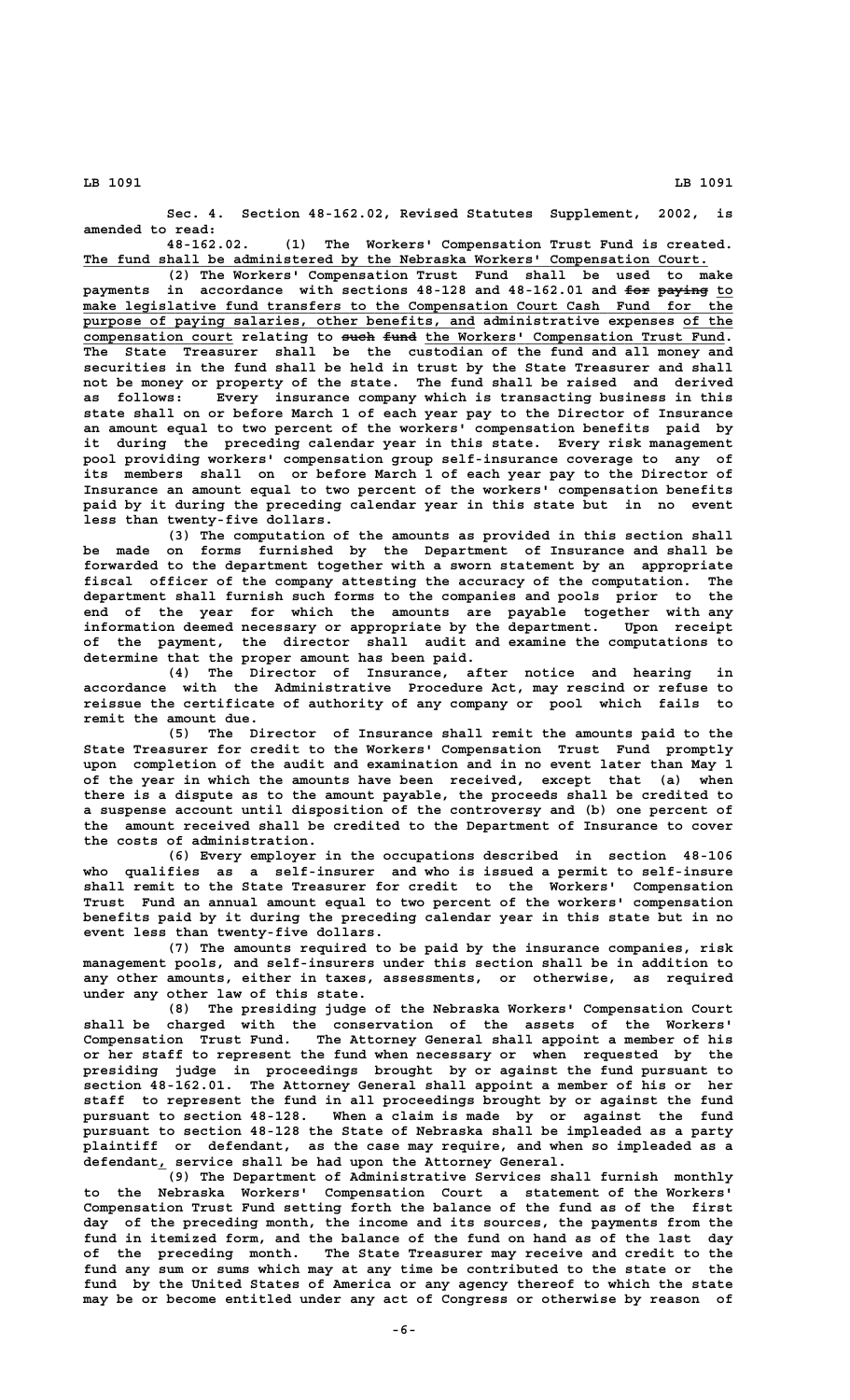Sec. 4. Section 48-162.02, Revised Statutes Supplement, 2002, is amended to read:

48-162.02. (1) The Workers' Compensation Trust Fund is created. The fund shall be administered by the Nebraska Workers' Compensation Court.

(2) The Workers' Compensation Trust Fund shall be used to make payments in accordance with sections 48-128 and 48-162.01 and ~~for paying~~ to make legislative fund transfers to the Compensation Court Cash Fund for the purpose of paying salaries, other benefits, and administrative expenses of the compensation court relating to ~~such fund~~ the Workers' Compensation Trust Fund. The State Treasurer shall be the custodian of the fund and all money and securities in the fund shall be held in trust by the State Treasurer and shall not be money or property of the state. The fund shall be raised and derived as follows: Every insurance company which is transacting business in this state shall on or before March 1 of each year pay to the Director of Insurance an amount equal to two percent of the workers' compensation benefits paid by it during the preceding calendar year in this state. Every risk management pool providing workers' compensation group self-insurance coverage to any of its members shall on or before March 1 of each year pay to the Director of Insurance an amount equal to two percent of the workers' compensation benefits paid by it during the preceding calendar year in this state but in no event less than twenty-five dollars.

(3) The computation of the amounts as provided in this section shall be made on forms furnished by the Department of Insurance and shall be forwarded to the department together with a sworn statement by an appropriate fiscal officer of the company attesting the accuracy of the computation. The department shall furnish such forms to the companies and pools prior to the end of the year for which the amounts are payable together with any information deemed necessary or appropriate by the department. Upon receipt of the payment, the director shall audit and examine the computations to determine that the proper amount has been paid.

(4) The Director of Insurance, after notice and hearing in accordance with the Administrative Procedure Act, may rescind or refuse to reissue the certificate of authority of any company or pool which fails to remit the amount due.

(5) The Director of Insurance shall remit the amounts paid to the State Treasurer for credit to the Workers' Compensation Trust Fund promptly upon completion of the audit and examination and in no event later than May 1 of the year in which the amounts have been received, except that (a) when there is a dispute as to the amount payable, the proceeds shall be credited to a suspense account until disposition of the controversy and (b) one percent of the amount received shall be credited to the Department of Insurance to cover the costs of administration.

(6) Every employer in the occupations described in section 48-106 who qualifies as a self-insurer and who is issued a permit to self-insure shall remit to the State Treasurer for credit to the Workers' Compensation Trust Fund an annual amount equal to two percent of the workers' compensation benefits paid by it during the preceding calendar year in this state but in no event less than twenty-five dollars.

(7) The amounts required to be paid by the insurance companies, risk management pools, and self-insurers under this section shall be in addition to any other amounts, either in taxes, assessments, or otherwise, as required under any other law of this state.

(8) The presiding judge of the Nebraska Workers' Compensation Court shall be charged with the conservation of the assets of the Workers' Compensation Trust Fund. The Attorney General shall appoint a member of his or her staff to represent the fund when necessary or when requested by the presiding judge in proceedings brought by or against the fund pursuant to section 48-162.01. The Attorney General shall appoint a member of his or her staff to represent the fund in all proceedings brought by or against the fund pursuant to section 48-128. When a claim is made by or against the fund pursuant to section 48-128 the State of Nebraska shall be impleaded as a party plaintiff or defendant, as the case may require, and when so impleaded as a defendant, service shall be had upon the Attorney General.

(9) The Department of Administrative Services shall furnish monthly to the Nebraska Workers' Compensation Court a statement of the Workers' Compensation Trust Fund setting forth the balance of the fund as of the first day of the preceding month, the income and its sources, the payments from the fund in itemized form, and the balance of the fund on hand as of the last day of the preceding month. The State Treasurer may receive and credit to the fund any sum or sums which may at any time be contributed to the state or the fund by the United States of America or any agency thereof to which the state may be or become entitled under any act of Congress or otherwise by reason of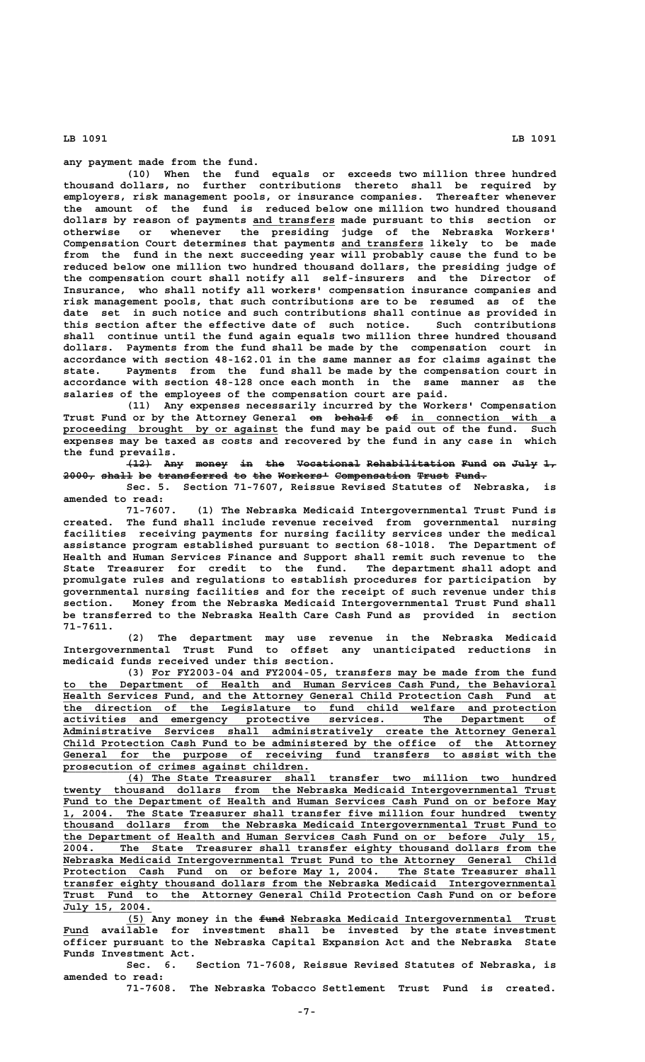any payment made from the fund.

(10) When the fund equals or exceeds two million three hundred thousand dollars, no further contributions thereto shall be required by employers, risk management pools, or insurance companies. Thereafter whenever the amount of the fund is reduced below one million two hundred thousand dollars by reason of payments and transfers made pursuant to this section or otherwise or whenever the presiding judge of the Nebraska Workers' Compensation Court determines that payments and transfers likely to be made from the fund in the next succeeding year will probably cause the fund to be reduced below one million two hundred thousand dollars, the presiding judge of the compensation court shall notify all self-insurers and the Director of Insurance, who shall notify all workers' compensation insurance companies and risk management pools, that such contributions are to be resumed as of the date set in such notice and such contributions shall continue as provided in this section after the effective date of such notice. Such contributions shall continue until the fund again equals two million three hundred thousand dollars. Payments from the fund shall be made by the compensation court in accordance with section 48-162.01 in the same manner as for claims against the state. Payments from the fund shall be made by the compensation court in accordance with section 48-128 once each month in the same manner as the salaries of the employees of the compensation court are paid.

(11) Any expenses necessarily incurred by the Workers' Compensation Trust Fund or by the Attorney General ~~on behalf of~~ in connection with a proceeding brought by or against the fund may be paid out of the fund. Such expenses may be taxed as costs and recovered by the fund in any case in which the fund prevails.

~~(12) Any money in the Vocational Rehabilitation Fund on July 1, 2000, shall be transferred to the Workers' Compensation Trust Fund.~~

Sec. 5. Section 71-7607, Reissue Revised Statutes of Nebraska, is amended to read:

71-7607. (1) The Nebraska Medicaid Intergovernmental Trust Fund is created. The fund shall include revenue received from governmental nursing facilities receiving payments for nursing facility services under the medical assistance program established pursuant to section 68-1018. The Department of Health and Human Services Finance and Support shall remit such revenue to the State Treasurer for credit to the fund. The department shall adopt and promulgate rules and regulations to establish procedures for participation by governmental nursing facilities and for the receipt of such revenue under this section. Money from the Nebraska Medicaid Intergovernmental Trust Fund shall be transferred to the Nebraska Health Care Cash Fund as provided in section 71-7611.

(2) The department may use revenue in the Nebraska Medicaid Intergovernmental Trust Fund to offset any unanticipated reductions in medicaid funds received under this section.

(3) For FY2003-04 and FY2004-05, transfers may be made from the fund to the Department of Health and Human Services Cash Fund, the Behavioral Health Services Fund, and the Attorney General Child Protection Cash Fund at the direction of the Legislature to fund child welfare and protection activities and emergency protective services. The Department of Administrative Services shall administratively create the Attorney General Child Protection Cash Fund to be administered by the office of the Attorney General for the purpose of receiving fund transfers to assist with the prosecution of crimes against children.

(4) The State Treasurer shall transfer two million two hundred twenty thousand dollars from the Nebraska Medicaid Intergovernmental Trust Fund to the Department of Health and Human Services Cash Fund on or before May 1, 2004. The State Treasurer shall transfer five million four hundred twenty thousand dollars from the Nebraska Medicaid Intergovernmental Trust Fund to the Department of Health and Human Services Cash Fund on or before July 15, 2004. The State Treasurer shall transfer eighty thousand dollars from the Nebraska Medicaid Intergovernmental Trust Fund to the Attorney General Child Protection Cash Fund on or before May 1, 2004. The State Treasurer shall transfer eighty thousand dollars from the Nebraska Medicaid Intergovernmental Trust Fund to the Attorney General Child Protection Cash Fund on or before July 15, 2004.

(5) Any money in the ~~fund~~ Nebraska Medicaid Intergovernmental Trust Fund available for investment shall be invested by the state investment officer pursuant to the Nebraska Capital Expansion Act and the Nebraska State Funds Investment Act.

Sec. 6. Section 71-7608, Reissue Revised Statutes of Nebraska, is amended to read:

71-7608. The Nebraska Tobacco Settlement Trust Fund is created.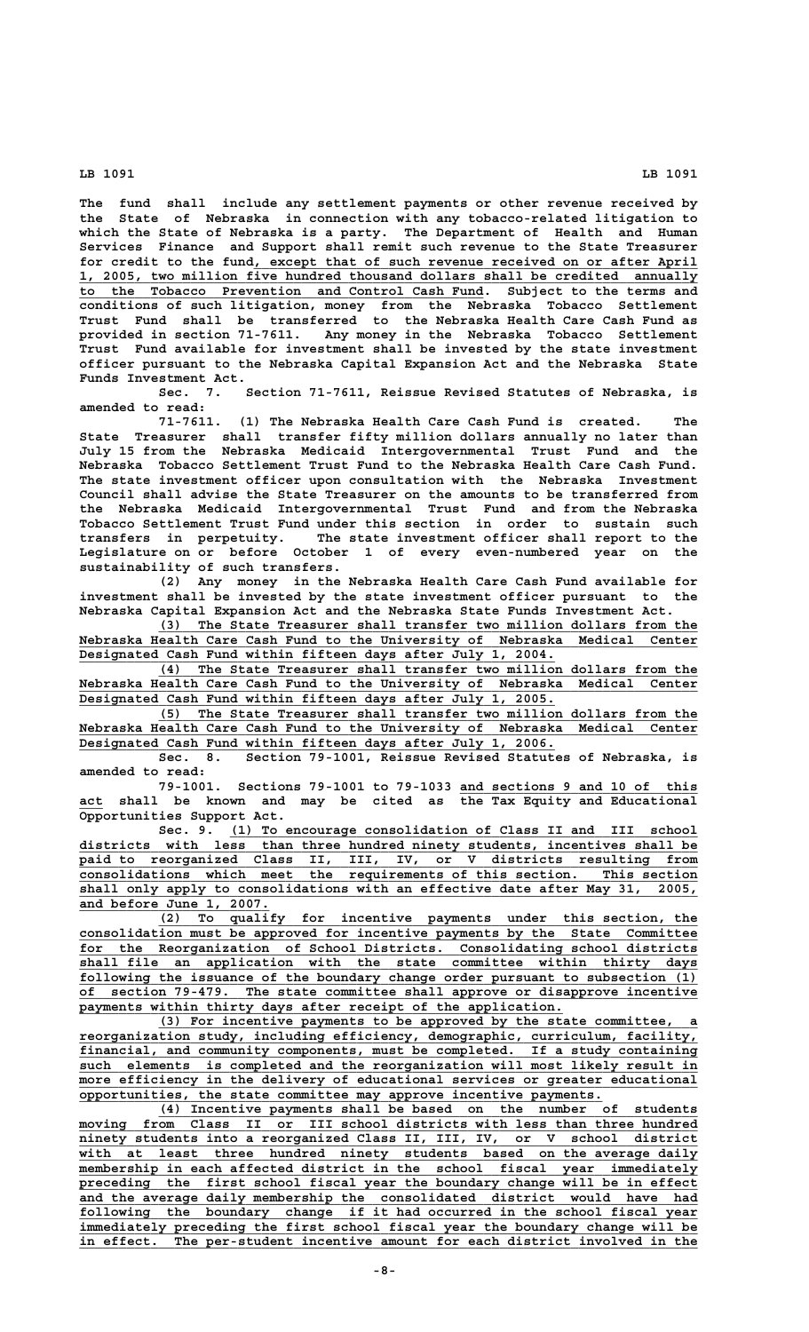The fund shall include any settlement payments or other revenue received by the State of Nebraska in connection with any tobacco-related litigation to which the State of Nebraska is a party. The Department of Health and Human Services Finance and Support shall remit such revenue to the State Treasurer for credit to the fund, except that of such revenue received on or after April 1, 2005, two million five hundred thousand dollars shall be credited annually to the Tobacco Prevention and Control Cash Fund. Subject to the terms and conditions of such litigation, money from the Nebraska Tobacco Settlement Trust Fund shall be transferred to the Nebraska Health Care Cash Fund as provided in section 71-7611. Any money in the Nebraska Tobacco Settlement Trust Fund available for investment shall be invested by the state investment officer pursuant to the Nebraska Capital Expansion Act and the Nebraska State Funds Investment Act.

Sec. 7. Section 71-7611, Reissue Revised Statutes of Nebraska, is amended to read:

71-7611. (1) The Nebraska Health Care Cash Fund is created. The State Treasurer shall transfer fifty million dollars annually no later than July 15 from the Nebraska Medicaid Intergovernmental Trust Fund and the Nebraska Tobacco Settlement Trust Fund to the Nebraska Health Care Cash Fund. The state investment officer upon consultation with the Nebraska Investment Council shall advise the State Treasurer on the amounts to be transferred from the Nebraska Medicaid Intergovernmental Trust Fund and from the Nebraska Tobacco Settlement Trust Fund under this section in order to sustain such transfers in perpetuity. The state investment officer shall report to the Legislature on or before October 1 of every even-numbered year on the sustainability of such transfers.

(2) Any money in the Nebraska Health Care Cash Fund available for investment shall be invested by the state investment officer pursuant to the Nebraska Capital Expansion Act and the Nebraska State Funds Investment Act.

(3) The State Treasurer shall transfer two million dollars from the Nebraska Health Care Cash Fund to the University of Nebraska Medical Center Designated Cash Fund within fifteen days after July 1, 2004.

(4) The State Treasurer shall transfer two million dollars from the Nebraska Health Care Cash Fund to the University of Nebraska Medical Center Designated Cash Fund within fifteen days after July 1, 2005.

(5) The State Treasurer shall transfer two million dollars from the Nebraska Health Care Cash Fund to the University of Nebraska Medical Center Designated Cash Fund within fifteen days after July 1, 2006.

Sec. 8. Section 79-1001, Reissue Revised Statutes of Nebraska, is amended to read:

79-1001. Sections 79-1001 to 79-1033 and sections 9 and 10 of this act shall be known and may be cited as the Tax Equity and Educational Opportunities Support Act.

Sec. 9. (1) To encourage consolidation of Class II and III school districts with less than three hundred ninety students, incentives shall be paid to reorganized Class II, III, IV, or V districts resulting from consolidations which meet the requirements of this section. This section shall only apply to consolidations with an effective date after May 31, 2005, and before June 1, 2007.

(2) To qualify for incentive payments under this section, the consolidation must be approved for incentive payments by the State Committee for the Reorganization of School Districts. Consolidating school districts shall file an application with the state committee within thirty days following the issuance of the boundary change order pursuant to subsection (1) of section 79-479. The state committee shall approve or disapprove incentive payments within thirty days after receipt of the application.

(3) For incentive payments to be approved by the state committee, a reorganization study, including efficiency, demographic, curriculum, facility, financial, and community components, must be completed. If a study containing such elements is completed and the reorganization will most likely result in more efficiency in the delivery of educational services or greater educational opportunities, the state committee may approve incentive payments.

(4) Incentive payments shall be based on the number of students moving from Class II or III school districts with less than three hundred ninety students into a reorganized Class II, III, IV, or V school district with at least three hundred ninety students based on the average daily membership in each affected district in the school fiscal year immediately preceding the first school fiscal year the boundary change will be in effect and the average daily membership the consolidated district would have had following the boundary change if it had occurred in the school fiscal year immediately preceding the first school fiscal year the boundary change will be in effect. The per-student incentive amount for each district involved in the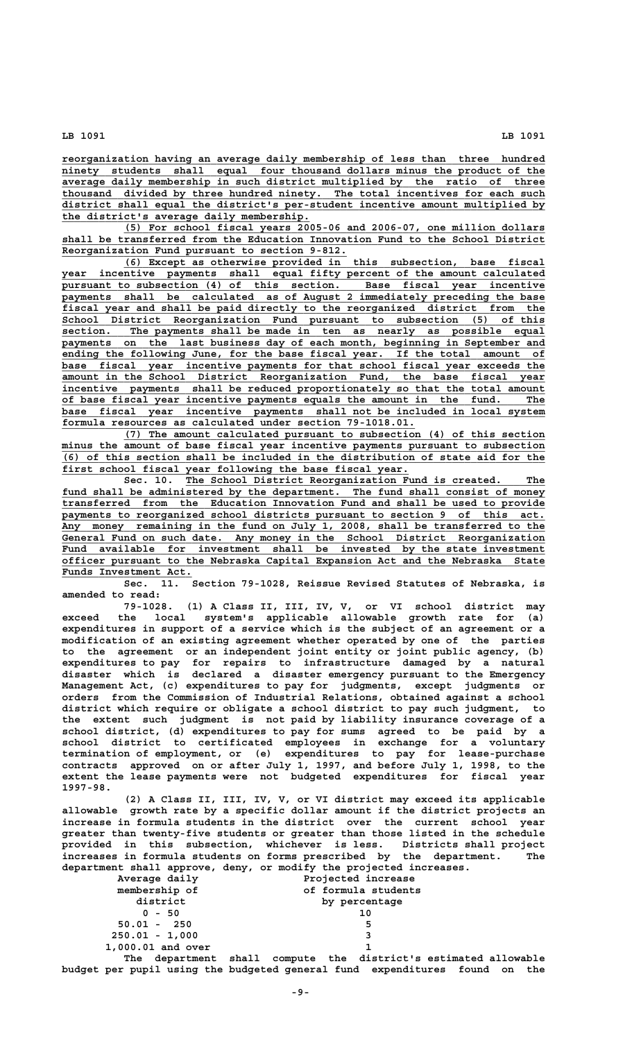reorganization having an average daily membership of less than three hundred ninety students shall equal four thousand dollars minus the product of the average daily membership in such district multiplied by the ratio of three thousand divided by three hundred ninety. The total incentives for each such district shall equal the district's per-student incentive amount multiplied by the district's average daily membership.

(5) For school fiscal years 2005-06 and 2006-07, one million dollars shall be transferred from the Education Innovation Fund to the School District Reorganization Fund pursuant to section 9-812.

(6) Except as otherwise provided in this subsection, base fiscal year incentive payments shall equal fifty percent of the amount calculated pursuant to subsection (4) of this section. Base fiscal year incentive payments shall be calculated as of August 2 immediately preceding the base fiscal year and shall be paid directly to the reorganized district from the School District Reorganization Fund pursuant to subsection (5) of this section. The payments shall be made in ten as nearly as possible equal payments on the last business day of each month, beginning in September and ending the following June, for the base fiscal year. If the total amount of base fiscal year incentive payments for that school fiscal year exceeds the amount in the School District Reorganization Fund, the base fiscal year incentive payments shall be reduced proportionately so that the total amount of base fiscal year incentive payments equals the amount in the fund. The base fiscal year incentive payments shall not be included in local system formula resources as calculated under section 79-1018.01.

(7) The amount calculated pursuant to subsection (4) of this section minus the amount of base fiscal year incentive payments pursuant to subsection (6) of this section shall be included in the distribution of state aid for the first school fiscal year following the base fiscal year.

Sec. 10. The School District Reorganization Fund is created. The fund shall be administered by the department. The fund shall consist of money transferred from the Education Innovation Fund and shall be used to provide payments to reorganized school districts pursuant to section 9 of this act. Any money remaining in the fund on July 1, 2008, shall be transferred to the General Fund on such date. Any money in the School District Reorganization Fund available for investment shall be invested by the state investment officer pursuant to the Nebraska Capital Expansion Act and the Nebraska State Funds Investment Act.

Sec. 11. Section 79-1028, Reissue Revised Statutes of Nebraska, is amended to read:

79-1028. (1) A Class II, III, IV, V, or VI school district may exceed the local system's applicable allowable growth rate for (a) expenditures in support of a service which is the subject of an agreement or a modification of an existing agreement whether operated by one of the parties to the agreement or an independent joint entity or joint public agency, (b) expenditures to pay for repairs to infrastructure damaged by a natural disaster which is declared a disaster emergency pursuant to the Emergency Management Act, (c) expenditures to pay for judgments, except judgments or orders from the Commission of Industrial Relations, obtained against a school district which require or obligate a school district to pay such judgment, to the extent such judgment is not paid by liability insurance coverage of a school district, (d) expenditures to pay for sums agreed to be paid by a school district to certificated employees in exchange for a voluntary termination of employment, or (e) expenditures to pay for lease-purchase contracts approved on or after July 1, 1997, and before July 1, 1998, to the extent the lease payments were not budgeted expenditures for fiscal year 1997-98.

(2) A Class II, III, IV, V, or VI district may exceed its applicable allowable growth rate by a specific dollar amount if the district projects an increase in formula students in the district over the current school year greater than twenty-five students or greater than those listed in the schedule provided in this subsection, whichever is less. Districts shall project increases in formula students on forms prescribed by the department. The department shall approve, deny, or modify the projected increases.

| Average daily membership of district | Projected increase of formula students by percentage |
|---|---|
| 0 - 50 | 10 |
| 50.01 - 250 | 5 |
| 250.01 - 1,000 | 3 |
| 1,000.01 and over | 1 |

The department shall compute the district's estimated allowable budget per pupil using the budgeted general fund expenditures found on the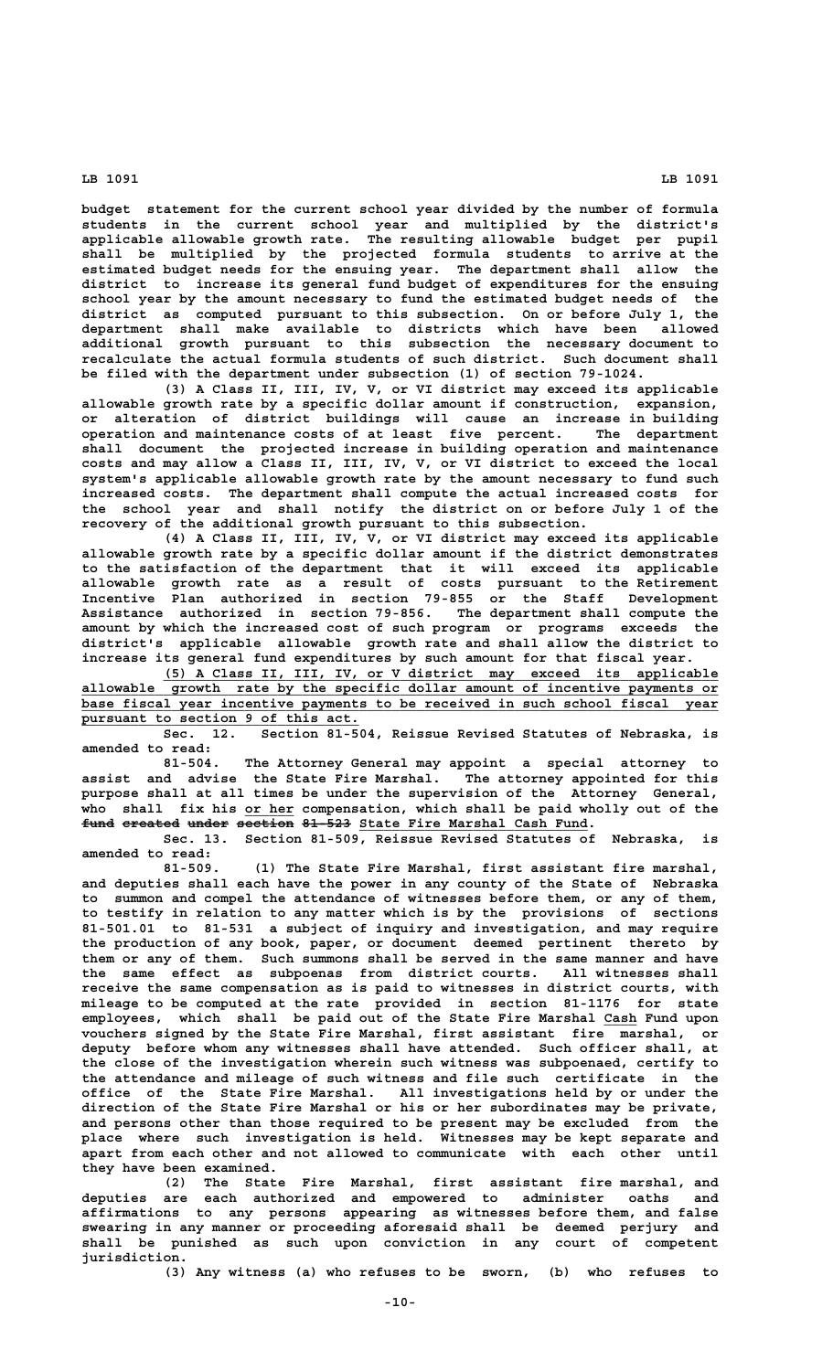budget statement for the current school year divided by the number of formula students in the current school year and multiplied by the district's applicable allowable growth rate. The resulting allowable budget per pupil shall be multiplied by the projected formula students to arrive at the estimated budget needs for the ensuing year. The department shall allow the district to increase its general fund budget of expenditures for the ensuing school year by the amount necessary to fund the estimated budget needs of the district as computed pursuant to this subsection. On or before July 1, the department shall make available to districts which have been allowed additional growth pursuant to this subsection the necessary document to recalculate the actual formula students of such district. Such document shall be filed with the department under subsection (1) of section 79-1024.

(3) A Class II, III, IV, V, or VI district may exceed its applicable allowable growth rate by a specific dollar amount if construction, expansion, or alteration of district buildings will cause an increase in building operation and maintenance costs of at least five percent. The department shall document the projected increase in building operation and maintenance costs and may allow a Class II, III, IV, V, or VI district to exceed the local system's applicable allowable growth rate by the amount necessary to fund such increased costs. The department shall compute the actual increased costs for the school year and shall notify the district on or before July 1 of the recovery of the additional growth pursuant to this subsection.

(4) A Class II, III, IV, V, or VI district may exceed its applicable allowable growth rate by a specific dollar amount if the district demonstrates to the satisfaction of the department that it will exceed its applicable allowable growth rate as a result of costs pursuant to the Retirement Incentive Plan authorized in section 79-855 or the Staff Development Assistance authorized in section 79-856. The department shall compute the amount by which the increased cost of such program or programs exceeds the district's applicable allowable growth rate and shall allow the district to increase its general fund expenditures by such amount for that fiscal year.

(5) A Class II, III, IV, or V district may exceed its applicable allowable growth rate by the specific dollar amount of incentive payments or base fiscal year incentive payments to be received in such school fiscal year pursuant to section 9 of this act.

Sec. 12. Section 81-504, Reissue Revised Statutes of Nebraska, is amended to read:

81-504. The Attorney General may appoint a special attorney to assist and advise the State Fire Marshal. The attorney appointed for this purpose shall at all times be under the supervision of the Attorney General, who shall fix his or her compensation, which shall be paid wholly out of the ~~fund created under section 81-523~~ State Fire Marshal Cash Fund.

Sec. 13. Section 81-509, Reissue Revised Statutes of Nebraska, is amended to read:

81-509. (1) The State Fire Marshal, first assistant fire marshal, and deputies shall each have the power in any county of the State of Nebraska to summon and compel the attendance of witnesses before them, or any of them, to testify in relation to any matter which is by the provisions of sections 81-501.01 to 81-531 a subject of inquiry and investigation, and may require the production of any book, paper, or document deemed pertinent thereto by them or any of them. Such summons shall be served in the same manner and have the same effect as subpoenas from district courts. All witnesses shall receive the same compensation as is paid to witnesses in district courts, with mileage to be computed at the rate provided in section 81-1176 for state employees, which shall be paid out of the State Fire Marshal Cash Fund upon vouchers signed by the State Fire Marshal, first assistant fire marshal, or deputy before whom any witnesses shall have attended. Such officer shall, at the close of the investigation wherein such witness was subpoenaed, certify to the attendance and mileage of such witness and file such certificate in the office of the State Fire Marshal. All investigations held by or under the direction of the State Fire Marshal or his or her subordinates may be private, and persons other than those required to be present may be excluded from the place where such investigation is held. Witnesses may be kept separate and apart from each other and not allowed to communicate with each other until they have been examined.

(2) The State Fire Marshal, first assistant fire marshal, and deputies are each authorized and empowered to administer oaths and affirmations to any persons appearing as witnesses before them, and false swearing in any manner or proceeding aforesaid shall be deemed perjury and shall be punished as such upon conviction in any court of competent jurisdiction.

(3) Any witness (a) who refuses to be sworn, (b) who refuses to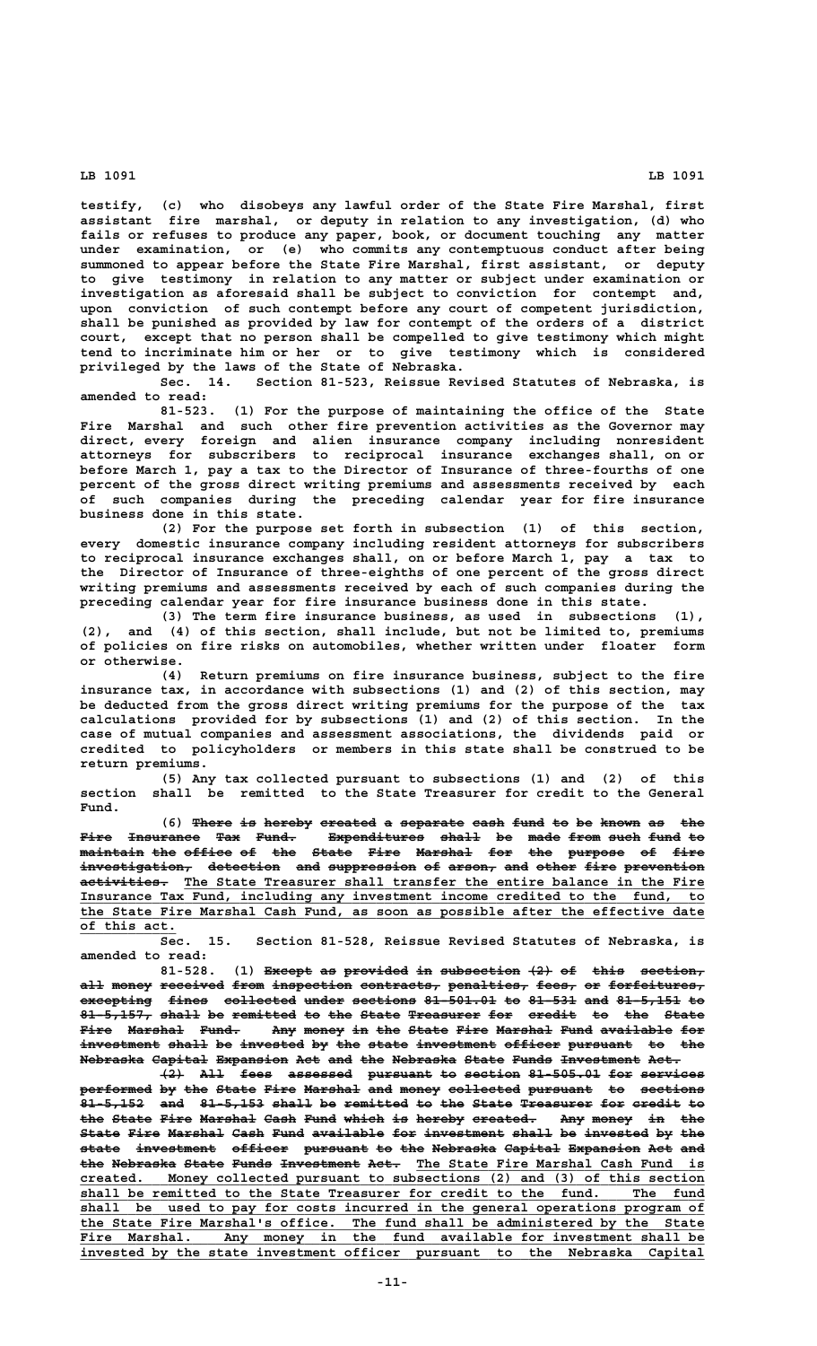testify, (c) who disobeys any lawful order of the State Fire Marshal, first assistant fire marshal, or deputy in relation to any investigation, (d) who fails or refuses to produce any paper, book, or document touching any matter under examination, or (e) who commits any contemptuous conduct after being summoned to appear before the State Fire Marshal, first assistant, or deputy to give testimony in relation to any matter or subject under examination or investigation as aforesaid shall be subject to conviction for contempt and, upon conviction of such contempt before any court of competent jurisdiction, shall be punished as provided by law for contempt of the orders of a district court, except that no person shall be compelled to give testimony which might tend to incriminate him or her or to give testimony which is considered privileged by the laws of the State of Nebraska.

Sec. 14. Section 81-523, Reissue Revised Statutes of Nebraska, is amended to read:

81-523. (1) For the purpose of maintaining the office of the State Fire Marshal and such other fire prevention activities as the Governor may direct, every foreign and alien insurance company including nonresident attorneys for subscribers to reciprocal insurance exchanges shall, on or before March 1, pay a tax to the Director of Insurance of three-fourths of one percent of the gross direct writing premiums and assessments received by each of such companies during the preceding calendar year for fire insurance business done in this state.

(2) For the purpose set forth in subsection (1) of this section, every domestic insurance company including resident attorneys for subscribers to reciprocal insurance exchanges shall, on or before March 1, pay a tax to the Director of Insurance of three-eighths of one percent of the gross direct writing premiums and assessments received by each of such companies during the preceding calendar year for fire insurance business done in this state.

(3) The term fire insurance business, as used in subsections (1), (2), and (4) of this section, shall include, but not be limited to, premiums of policies on fire risks on automobiles, whether written under floater form or otherwise.

(4) Return premiums on fire insurance business, subject to the fire insurance tax, in accordance with subsections (1) and (2) of this section, may be deducted from the gross direct writing premiums for the purpose of the tax calculations provided for by subsections (1) and (2) of this section. In the case of mutual companies and assessment associations, the dividends paid or credited to policyholders or members in this state shall be construed to be return premiums.

(5) Any tax collected pursuant to subsections (1) and (2) of this section shall be remitted to the State Treasurer for credit to the General Fund.

(6) ~~There is hereby created a separate cash fund to be known as the Fire Insurance Tax Fund. Expenditures shall be made from such fund to maintain the office of the State Fire Marshal for the purpose of fire investigation, detection and suppression of arson, and other fire prevention activities.~~ The State Treasurer shall transfer the entire balance in the Fire Insurance Tax Fund, including any investment income credited to the fund, to the State Fire Marshal Cash Fund, as soon as possible after the effective date of this act.

Sec. 15. Section 81-528, Reissue Revised Statutes of Nebraska, is amended to read:

81-528. (1) ~~Except as provided in subsection (2) of this section, all money received from inspection contracts, penalties, fees, or forfeitures, excepting fines collected under sections 81-501.01 to 81-531 and 81-5,151 to 81-5,157, shall be remitted to the State Treasurer for credit to the State Fire Marshal Fund. Any money in the State Fire Marshal Fund available for investment shall be invested by the state investment officer pursuant to the Nebraska Capital Expansion Act and the Nebraska State Funds Investment Act.~~

~~(2) All fees assessed pursuant to section 81-505.01 for services performed by the State Fire Marshal and money collected pursuant to sections 81-5,152 and 81-5,153 shall be remitted to the State Treasurer for credit to the State Fire Marshal Cash Fund which is hereby created. Any money in the State Fire Marshal Cash Fund available for investment shall be invested by the state investment officer pursuant to the Nebraska Capital Expansion Act and the Nebraska State Funds Investment Act.~~ The State Fire Marshal Cash Fund is created. Money collected pursuant to subsections (2) and (3) of this section shall be remitted to the State Treasurer for credit to the fund. The fund shall be used to pay for costs incurred in the general operations program of the State Fire Marshal's office. The fund shall be administered by the State Fire Marshal. Any money in the fund available for investment shall be invested by the state investment officer pursuant to the Nebraska Capital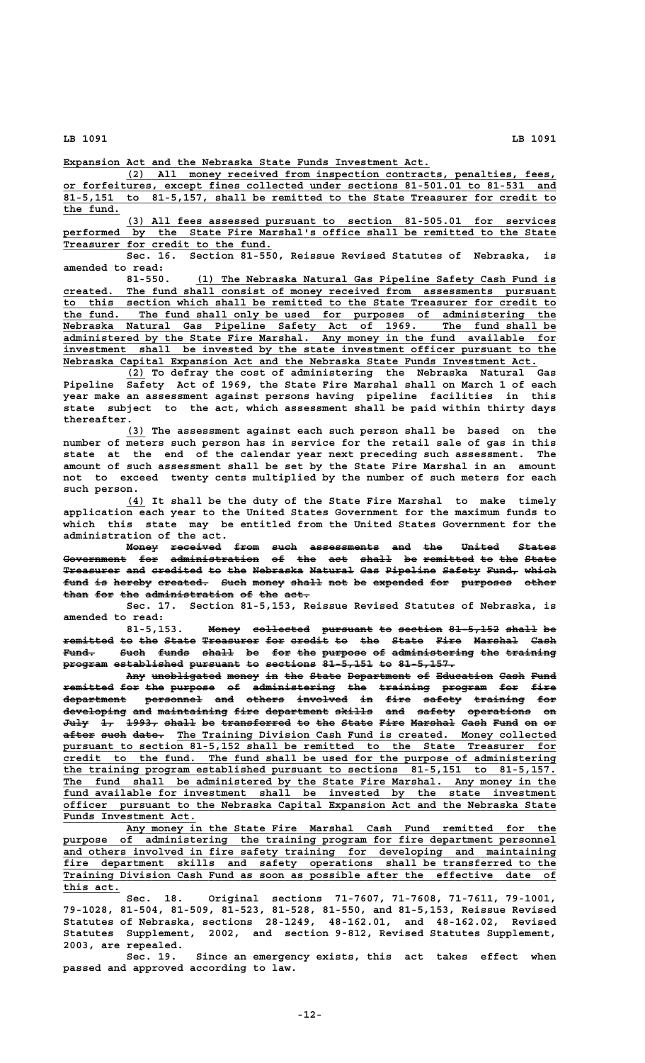Expansion Act and the Nebraska State Funds Investment Act.

(2) All money received from inspection contracts, penalties, fees, or forfeitures, except fines collected under sections 81-501.01 to 81-531 and 81-5,151 to 81-5,157, shall be remitted to the State Treasurer for credit to the fund.

(3) All fees assessed pursuant to section 81-505.01 for services performed by the State Fire Marshal's office shall be remitted to the State Treasurer for credit to the fund.

Sec. 16. Section 81-550, Reissue Revised Statutes of Nebraska, is amended to read:

81-550. (1) The Nebraska Natural Gas Pipeline Safety Cash Fund is created. The fund shall consist of money received from assessments pursuant to this section which shall be remitted to the State Treasurer for credit to the fund. The fund shall only be used for purposes of administering the Nebraska Natural Gas Pipeline Safety Act of 1969. The fund shall be administered by the State Fire Marshal. Any money in the fund available for investment shall be invested by the state investment officer pursuant to the Nebraska Capital Expansion Act and the Nebraska State Funds Investment Act.

(2) To defray the cost of administering the Nebraska Natural Gas Pipeline Safety Act of 1969, the State Fire Marshal shall on March 1 of each year make an assessment against persons having pipeline facilities in this state subject to the act, which assessment shall be paid within thirty days thereafter.

(3) The assessment against each such person shall be based on the number of meters such person has in service for the retail sale of gas in this state at the end of the calendar year next preceding such assessment. The amount of such assessment shall be set by the State Fire Marshal in an amount not to exceed twenty cents multiplied by the number of such meters for each such person.

(4) It shall be the duty of the State Fire Marshal to make timely application each year to the United States Government for the maximum funds to which this state may be entitled from the United States Government for the administration of the act.

~~Money received from such assessments and the United States Government for administration of the act shall be remitted to the State Treasurer and credited to the Nebraska Natural Gas Pipeline Safety Fund, which fund is hereby created. Such money shall not be expended for purposes other than for the administration of the act.~~

Sec. 17. Section 81-5,153, Reissue Revised Statutes of Nebraska, is amended to read:

81-5,153. ~~Money collected pursuant to section 81-5,152 shall be remitted to the State Treasurer for credit to the State Fire Marshal Cash Fund. Such funds shall be for the purpose of administering the training program established pursuant to sections 81-5,151 to 81-5,157.~~

~~Any unobligated money in the State Department of Education Cash Fund remitted for the purpose of administering the training program for fire department personnel and others involved in fire safety training for developing and maintaining fire department skills and safety operations on July 1, 1993, shall be transferred to the State Fire Marshal Cash Fund on or after such date.~~ The Training Division Cash Fund is created. Money collected pursuant to section 81-5,152 shall be remitted to the State Treasurer for credit to the fund. The fund shall be used for the purpose of administering the training program established pursuant to sections 81-5,151 to 81-5,157. The fund shall be administered by the State Fire Marshal. Any money in the fund available for investment shall be invested by the state investment officer pursuant to the Nebraska Capital Expansion Act and the Nebraska State Funds Investment Act.

Any money in the State Fire Marshal Cash Fund remitted for the purpose of administering the training program for fire department personnel and others involved in fire safety training for developing and maintaining fire department skills and safety operations shall be transferred to the Training Division Cash Fund as soon as possible after the effective date of this act.

Sec. 18. Original sections 71-7607, 71-7608, 71-7611, 79-1001, 79-1028, 81-504, 81-509, 81-523, 81-528, 81-550, and 81-5,153, Reissue Revised Statutes of Nebraska, sections 28-1249, 48-162.01, and 48-162.02, Revised Statutes Supplement, 2002, and section 9-812, Revised Statutes Supplement, 2003, are repealed.

Sec. 19. Since an emergency exists, this act takes effect when passed and approved according to law.